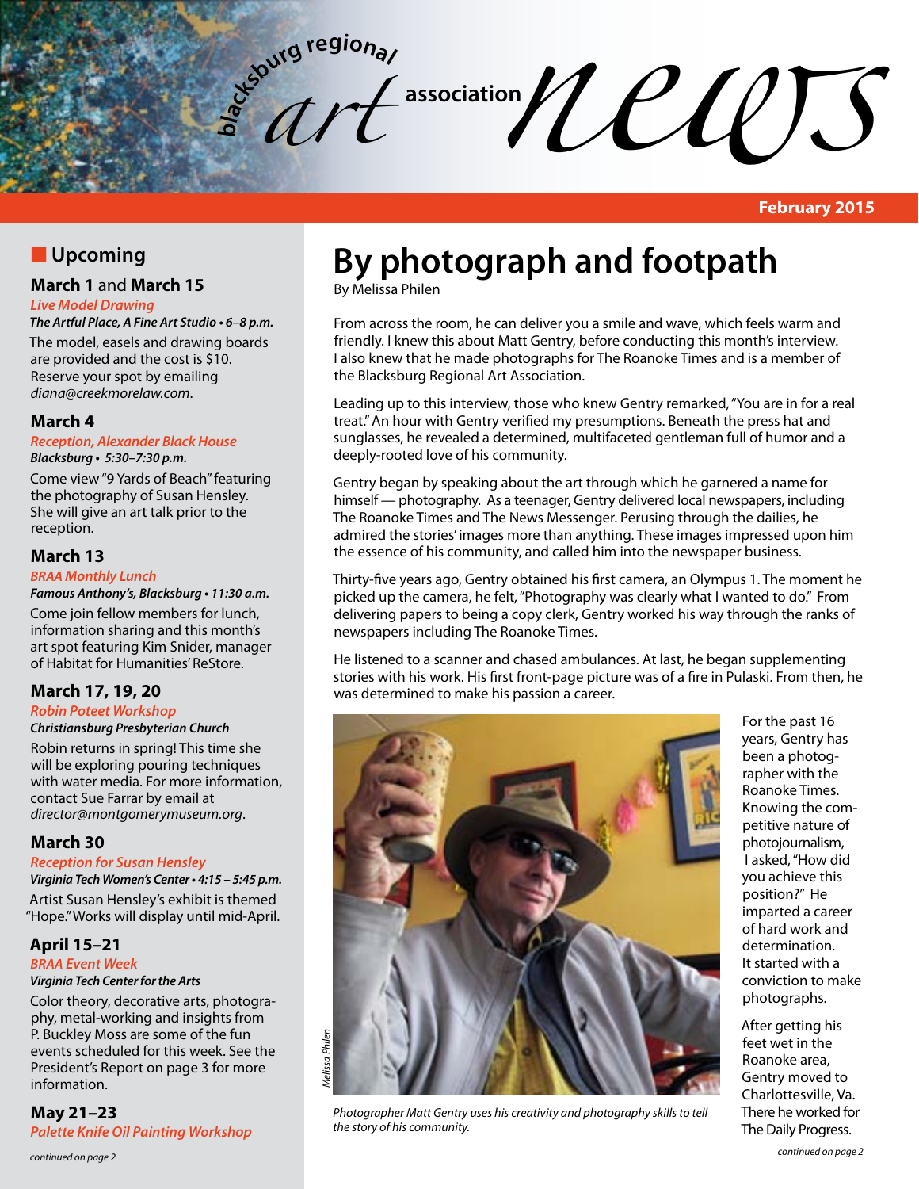# blacksburg regional art association news

February 2015

## Upcoming

### March 1 and March 15

***Live Model Drawing***

***The Artful Place, A Fine Art Studio • 6–8 p.m.***

The model, easels and drawing boards are provided and the cost is $10. Reserve your spot by emailing *diana@creekmorelaw.com*.

### March 4

***Reception, Alexander Black House***

***Blacksburg • 5:30–7:30 p.m.***

Come view "9 Yards of Beach" featuring the photography of Susan Hensley. She will give an art talk prior to the reception.

### March 13

***BRAA Monthly Lunch***

***Famous Anthony's, Blacksburg • 11:30 a.m.***

Come join fellow members for lunch, information sharing and this month's art spot featuring Kim Snider, manager of Habitat for Humanities' ReStore.

### March 17, 19, 20

***Robin Poteet Workshop***

***Christiansburg Presbyterian Church***

Robin returns in spring! This time she will be exploring pouring techniques with water media. For more information, contact Sue Farrar by email at *director@montgomerymuseum.org*.

### March 30

***Reception for Susan Hensley***

***Virginia Tech Women's Center • 4:15 – 5:45 p.m.***

Artist Susan Hensley's exhibit is themed "Hope." Works will display until mid-April.

### April 15–21

***BRAA Event Week***

***Virginia Tech Center for the Arts***

Color theory, decorative arts, photography, metal-working and insights from P. Buckley Moss are some of the fun events scheduled for this week. See the President's Report on page 3 for more information.

### May 21–23

***Palette Knife Oil Painting Workshop***

*continued on page 2*

# By photograph and footpath

By Melissa Philen

From across the room, he can deliver you a smile and wave, which feels warm and friendly. I knew this about Matt Gentry, before conducting this month's interview. I also knew that he made photographs for The Roanoke Times and is a member of the Blacksburg Regional Art Association.

Leading up to this interview, those who knew Gentry remarked, "You are in for a real treat." An hour with Gentry verified my presumptions. Beneath the press hat and sunglasses, he revealed a determined, multifaceted gentleman full of humor and a deeply-rooted love of his community.

Gentry began by speaking about the art through which he garnered a name for himself — photography. As a teenager, Gentry delivered local newspapers, including The Roanoke Times and The News Messenger. Perusing through the dailies, he admired the stories' images more than anything. These images impressed upon him the essence of his community, and called him into the newspaper business.

Thirty-five years ago, Gentry obtained his first camera, an Olympus 1. The moment he picked up the camera, he felt, "Photography was clearly what I wanted to do." From delivering papers to being a copy clerk, Gentry worked his way through the ranks of newspapers including The Roanoke Times.

He listened to a scanner and chased ambulances. At last, he began supplementing stories with his work. His first front-page picture was of a fire in Pulaski. From then, he was determined to make his passion a career.

*Melissa Philen*

*Photographer Matt Gentry uses his creativity and photography skills to tell the story of his community.*

For the past 16 years, Gentry has been a photographer with the Roanoke Times. Knowing the competitive nature of photojournalism, I asked, "How did you achieve this position?" He imparted a career of hard work and determination. It started with a conviction to make photographs.

After getting his feet wet in the Roanoke area, Gentry moved to Charlottesville, Va. There he worked for The Daily Progress.

*continued on page 2*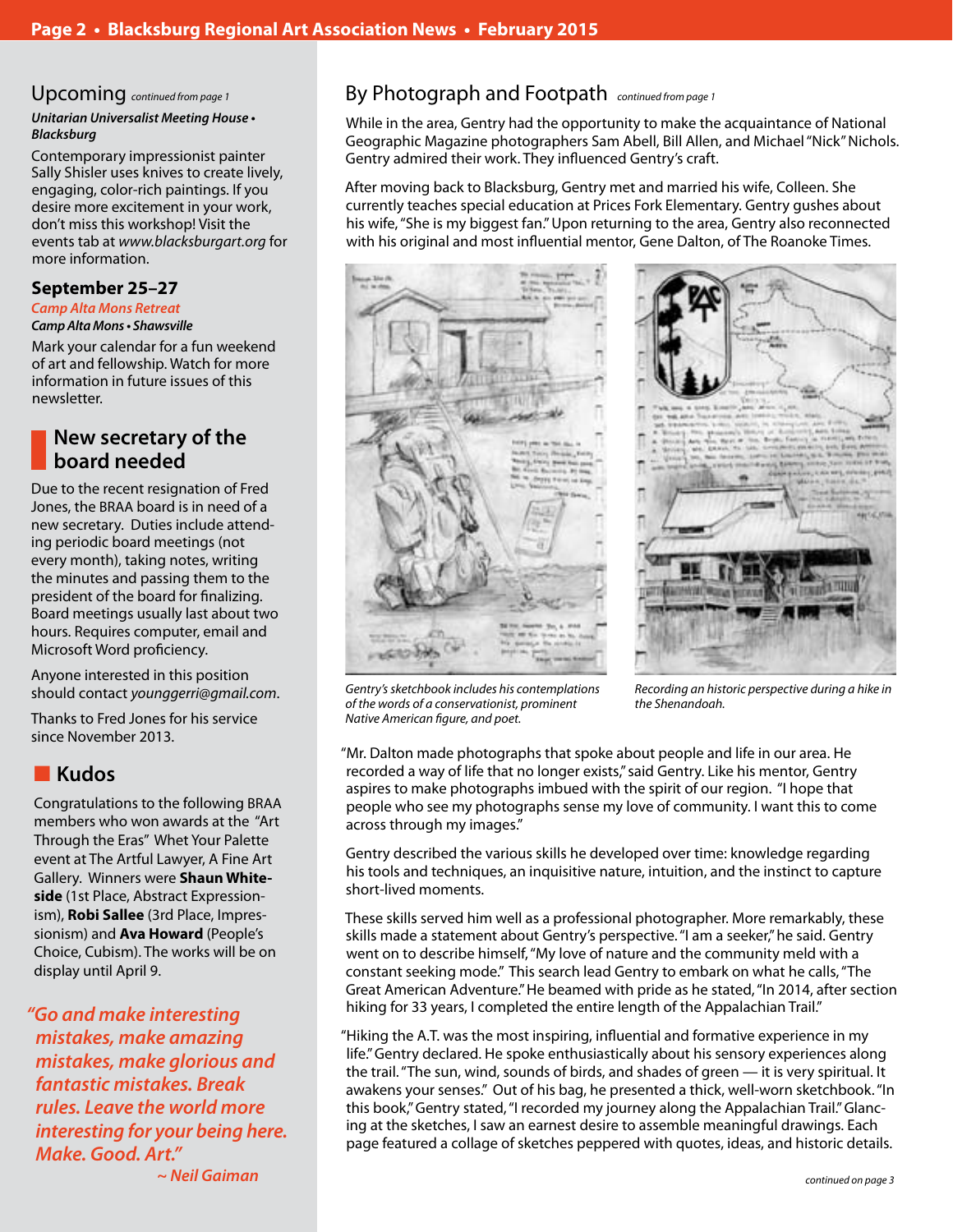## Upcoming *continued from page 1*

***Unitarian Universalist Meeting House • Blacksburg***

Contemporary impressionist painter Sally Shisler uses knives to create lively, engaging, color-rich paintings. If you desire more excitement in your work, don't miss this workshop! Visit the events tab at *www.blacksburgart.org* for more information.

### September 25–27

*Camp Alta Mons Retreat*

***Camp Alta Mons • Shawsville***

Mark your calendar for a fun weekend of art and fellowship. Watch for more information in future issues of this newsletter.

## New secretary of the board needed

Due to the recent resignation of Fred Jones, the BRAA board is in need of a new secretary. Duties include attending periodic board meetings (not every month), taking notes, writing the minutes and passing them to the president of the board for finalizing. Board meetings usually last about two hours. Requires computer, email and Microsoft Word proficiency.

Anyone interested in this position should contact *younggerri@gmail.com*.

Thanks to Fred Jones for his service since November 2013.

## Kudos

Congratulations to the following BRAA members who won awards at the "Art Through the Eras" Whet Your Palette event at The Artful Lawyer, A Fine Art Gallery. Winners were **Shaun Whiteside** (1st Place, Abstract Expressionism), **Robi Sallee** (3rd Place, Impressionism) and **Ava Howard** (People's Choice, Cubism). The works will be on display until April 9.

***"Go and make interesting mistakes, make amazing mistakes, make glorious and fantastic mistakes. Break rules. Leave the world more interesting for your being here. Make. Good. Art."***

*~ Neil Gaiman*

## By Photograph and Footpath *continued from page 1*

While in the area, Gentry had the opportunity to make the acquaintance of National Geographic Magazine photographers Sam Abell, Bill Allen, and Michael "Nick" Nichols. Gentry admired their work. They influenced Gentry's craft.

After moving back to Blacksburg, Gentry met and married his wife, Colleen. She currently teaches special education at Prices Fork Elementary. Gentry gushes about his wife, "She is my biggest fan." Upon returning to the area, Gentry also reconnected with his original and most influential mentor, Gene Dalton, of The Roanoke Times.

*Gentry's sketchbook includes his contemplations of the words of a conservationist, prominent Native American figure, and poet.*

*Recording an historic perspective during a hike in the Shenandoah.*

"Mr. Dalton made photographs that spoke about people and life in our area. He recorded a way of life that no longer exists," said Gentry. Like his mentor, Gentry aspires to make photographs imbued with the spirit of our region. "I hope that people who see my photographs sense my love of community. I want this to come across through my images."

Gentry described the various skills he developed over time: knowledge regarding his tools and techniques, an inquisitive nature, intuition, and the instinct to capture short-lived moments.

These skills served him well as a professional photographer. More remarkably, these skills made a statement about Gentry's perspective. "I am a seeker," he said. Gentry went on to describe himself, "My love of nature and the community meld with a constant seeking mode." This search lead Gentry to embark on what he calls, "The Great American Adventure." He beamed with pride as he stated, "In 2014, after section hiking for 33 years, I completed the entire length of the Appalachian Trail."

"Hiking the A.T. was the most inspiring, influential and formative experience in my life." Gentry declared. He spoke enthusiastically about his sensory experiences along the trail. "The sun, wind, sounds of birds, and shades of green — it is very spiritual. It awakens your senses." Out of his bag, he presented a thick, well-worn sketchbook. "In this book," Gentry stated, "I recorded my journey along the Appalachian Trail." Glancing at the sketches, I saw an earnest desire to assemble meaningful drawings. Each page featured a collage of sketches peppered with quotes, ideas, and historic details.

*continued on page 3*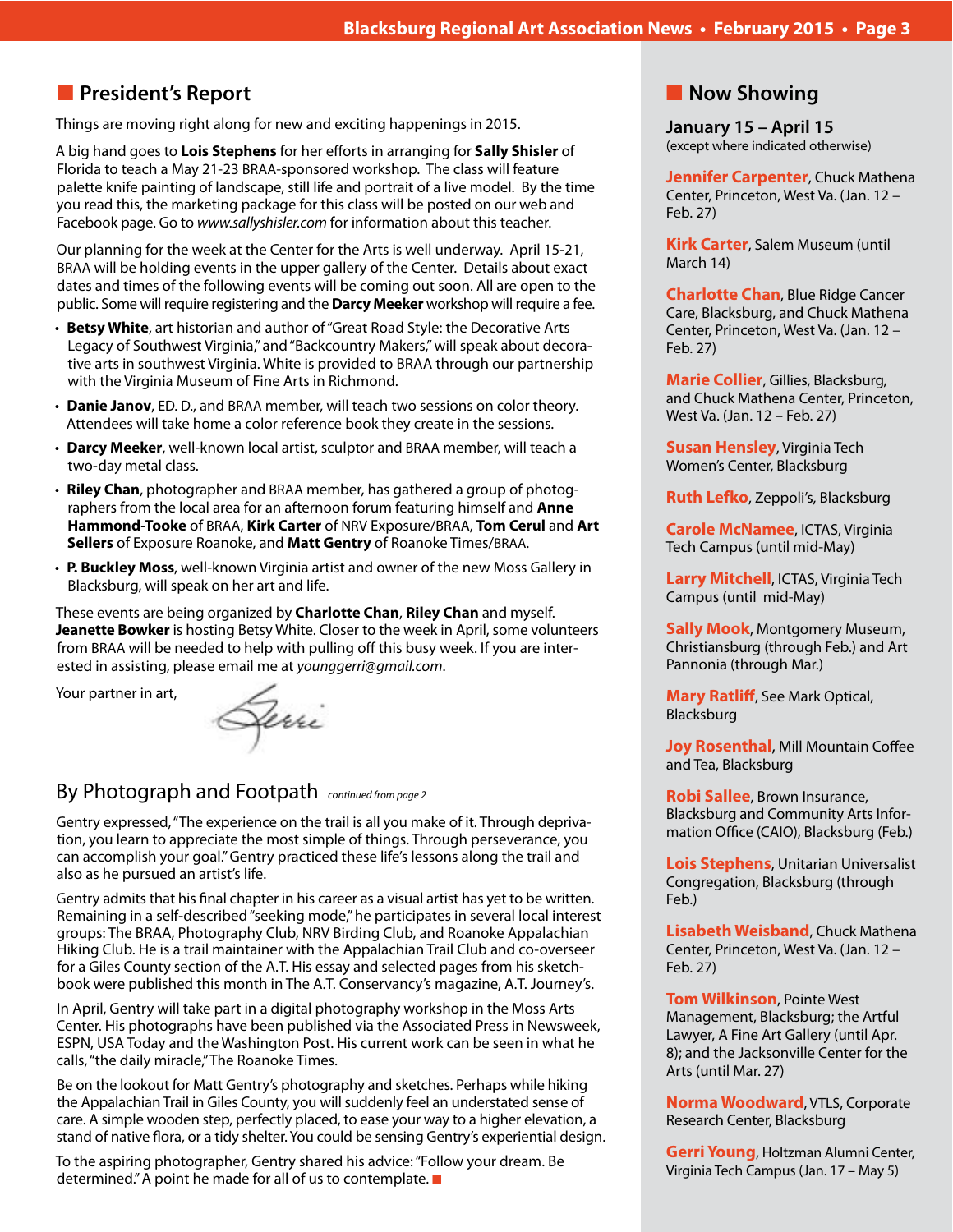## President's Report

Things are moving right along for new and exciting happenings in 2015.

A big hand goes to **Lois Stephens** for her efforts in arranging for **Sally Shisler** of Florida to teach a May 21-23 BRAA-sponsored workshop. The class will feature palette knife painting of landscape, still life and portrait of a live model. By the time you read this, the marketing package for this class will be posted on our web and Facebook page. Go to *www.sallyshisler.com* for information about this teacher.

Our planning for the week at the Center for the Arts is well underway. April 15-21, BRAA will be holding events in the upper gallery of the Center. Details about exact dates and times of the following events will be coming out soon. All are open to the public. Some will require registering and the **Darcy Meeker** workshop will require a fee.

- **Betsy White**, art historian and author of "Great Road Style: the Decorative Arts Legacy of Southwest Virginia," and "Backcountry Makers," will speak about decorative arts in southwest Virginia. White is provided to BRAA through our partnership with the Virginia Museum of Fine Arts in Richmond.
- **Danie Janov**, ED. D., and BRAA member, will teach two sessions on color theory. Attendees will take home a color reference book they create in the sessions.
- **Darcy Meeker**, well-known local artist, sculptor and BRAA member, will teach a two-day metal class.
- **Riley Chan**, photographer and BRAA member, has gathered a group of photographers from the local area for an afternoon forum featuring himself and **Anne Hammond-Tooke** of BRAA, **Kirk Carter** of NRV Exposure/BRAA, **Tom Cerul** and **Art Sellers** of Exposure Roanoke, and **Matt Gentry** of Roanoke Times/BRAA.
- **P. Buckley Moss**, well-known Virginia artist and owner of the new Moss Gallery in Blacksburg, will speak on her art and life.

These events are being organized by **Charlotte Chan**, **Riley Chan** and myself. **Jeanette Bowker** is hosting Betsy White. Closer to the week in April, some volunteers from BRAA will be needed to help with pulling off this busy week. If you are interested in assisting, please email me at *younggerri@gmail.com*.

Your partner in art,

Gerri

## By Photograph and Footpath *continued from page 2*

Gentry expressed, "The experience on the trail is all you make of it. Through deprivation, you learn to appreciate the most simple of things. Through perseverance, you can accomplish your goal." Gentry practiced these life's lessons along the trail and also as he pursued an artist's life.

Gentry admits that his final chapter in his career as a visual artist has yet to be written. Remaining in a self-described "seeking mode," he participates in several local interest groups: The BRAA, Photography Club, NRV Birding Club, and Roanoke Appalachian Hiking Club. He is a trail maintainer with the Appalachian Trail Club and co-overseer for a Giles County section of the A.T. His essay and selected pages from his sketchbook were published this month in The A.T. Conservancy's magazine, A.T. Journey's.

In April, Gentry will take part in a digital photography workshop in the Moss Arts Center. His photographs have been published via the Associated Press in Newsweek, ESPN, USA Today and the Washington Post. His current work can be seen in what he calls, "the daily miracle," The Roanoke Times.

Be on the lookout for Matt Gentry's photography and sketches. Perhaps while hiking the Appalachian Trail in Giles County, you will suddenly feel an understated sense of care. A simple wooden step, perfectly placed, to ease your way to a higher elevation, a stand of native flora, or a tidy shelter. You could be sensing Gentry's experiential design.

To the aspiring photographer, Gentry shared his advice: "Follow your dream. Be determined." A point he made for all of us to contemplate. ■

## Now Showing

**January 15 – April 15**
(except where indicated otherwise)

**Jennifer Carpenter**, Chuck Mathena Center, Princeton, West Va. (Jan. 12 – Feb. 27)

**Kirk Carter**, Salem Museum (until March 14)

**Charlotte Chan**, Blue Ridge Cancer Care, Blacksburg, and Chuck Mathena Center, Princeton, West Va. (Jan. 12 – Feb. 27)

**Marie Collier**, Gillies, Blacksburg, and Chuck Mathena Center, Princeton, West Va. (Jan. 12 – Feb. 27)

**Susan Hensley**, Virginia Tech Women's Center, Blacksburg

**Ruth Lefko**, Zeppoli's, Blacksburg

**Carole McNamee**, ICTAS, Virginia Tech Campus (until mid-May)

**Larry Mitchell**, ICTAS, Virginia Tech Campus (until mid-May)

**Sally Mook**, Montgomery Museum, Christiansburg (through Feb.) and Art Pannonia (through Mar.)

**Mary Ratliff**, See Mark Optical, Blacksburg

**Joy Rosenthal**, Mill Mountain Coffee and Tea, Blacksburg

**Robi Sallee**, Brown Insurance, Blacksburg and Community Arts Information Office (CAIO), Blacksburg (Feb.)

**Lois Stephens**, Unitarian Universalist Congregation, Blacksburg (through Feb.)

**Lisabeth Weisband**, Chuck Mathena Center, Princeton, West Va. (Jan. 12 – Feb. 27)

**Tom Wilkinson**, Pointe West Management, Blacksburg; the Artful Lawyer, A Fine Art Gallery (until Apr. 8); and the Jacksonville Center for the Arts (until Mar. 27)

**Norma Woodward**, VTLS, Corporate Research Center, Blacksburg

**Gerri Young**, Holtzman Alumni Center, Virginia Tech Campus (Jan. 17 – May 5)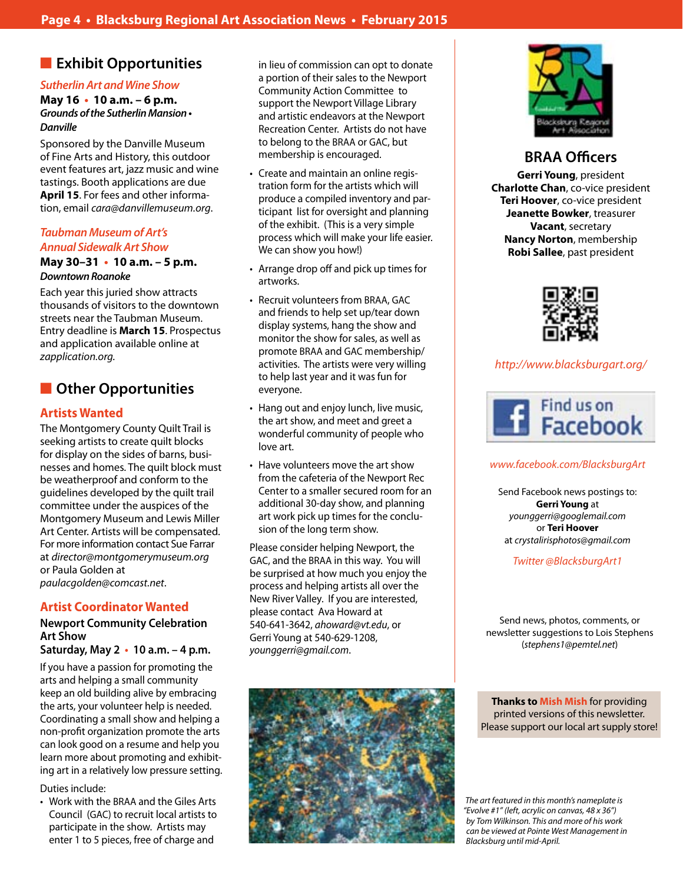## Exhibit Opportunities

### *Sutherlin Art and Wine Show*

**May 16 • 10 a.m. – 6 p.m.**

***Grounds of the Sutherlin Mansion • Danville***

Sponsored by the Danville Museum of Fine Arts and History, this outdoor event features art, jazz music and wine tastings. Booth applications are due **April 15**. For fees and other information, email *cara@danvillemuseum.org*.

### *Taubman Museum of Art's Annual Sidewalk Art Show*

**May 30–31 • 10 a.m. – 5 p.m.**

***Downtown Roanoke***

Each year this juried show attracts thousands of visitors to the downtown streets near the Taubman Museum. Entry deadline is **March 15**. Prospectus and application available online at *zapplication.org*.

## Other Opportunities

### Artists Wanted

The Montgomery County Quilt Trail is seeking artists to create quilt blocks for display on the sides of barns, businesses and homes. The quilt block must be weatherproof and conform to the guidelines developed by the quilt trail committee under the auspices of the Montgomery Museum and Lewis Miller Art Center. Artists will be compensated. For more information contact Sue Farrar at *director@montgomerymuseum.org* or Paula Golden at *paulacgolden@comcast.net*.

### Artist Coordinator Wanted

**Newport Community Celebration Art Show**

**Saturday, May 2 • 10 a.m. – 4 p.m.**

If you have a passion for promoting the arts and helping a small community keep an old building alive by embracing the arts, your volunteer help is needed. Coordinating a small show and helping a non-profit organization promote the arts can look good on a resume and help you learn more about promoting and exhibiting art in a relatively low pressure setting.

Duties include:

- Work with the BRAA and the Giles Arts Council (GAC) to recruit local artists to participate in the show. Artists may enter 1 to 5 pieces, free of charge and in lieu of commission can opt to donate a portion of their sales to the Newport Community Action Committee to support the Newport Village Library and artistic endeavors at the Newport Recreation Center. Artists do not have to belong to the BRAA or GAC, but membership is encouraged.
- Create and maintain an online registration form for the artists which will produce a compiled inventory and participant list for oversight and planning of the exhibit. (This is a very simple process which will make your life easier. We can show you how!)
- Arrange drop off and pick up times for artworks.
- Recruit volunteers from BRAA, GAC and friends to help set up/tear down display systems, hang the show and monitor the show for sales, as well as promote BRAA and GAC membership/activities. The artists were very willing to help last year and it was fun for everyone.
- Hang out and enjoy lunch, live music, the art show, and meet and greet a wonderful community of people who love art.
- Have volunteers move the art show from the cafeteria of the Newport Rec Center to a smaller secured room for an additional 30-day show, and planning art work pick up times for the conclusion of the long term show.

Please consider helping Newport, the GAC, and the BRAA in this way. You will be surprised at how much you enjoy the process and helping artists all over the New River Valley. If you are interested, please contact Ava Howard at 540-641-3642, *ahoward@vt.edu*, or Gerri Young at 540-629-1208, *younggerri@gmail.com*.

## BRAA Officers

**Gerri Young**, president
**Charlotte Chan**, co-vice president
**Teri Hoover**, co-vice president
**Jeanette Bowker**, treasurer
**Vacant**, secretary
**Nancy Norton**, membership
**Robi Sallee**, past president

*http://www.blacksburgart.org/*

Find us on Facebook

*www.facebook.com/BlacksburgArt*

Send Facebook news postings to: **Gerri Young** at *younggerri@googlemail.com* or **Teri Hoover** at *crystalirisphotos@gmail.com*

*Twitter @BlacksburgArt1*

Send news, photos, comments, or newsletter suggestions to Lois Stephens (*stephens1@pemtel.net*)

**Thanks to Mish Mish** for providing printed versions of this newsletter. Please support our local art supply store!

*The art featured in this month's nameplate is "Evolve #1" (left, acrylic on canvas, 48 x 36") by Tom Wilkinson. This and more of his work can be viewed at Pointe West Management in Blacksburg until mid-April.*